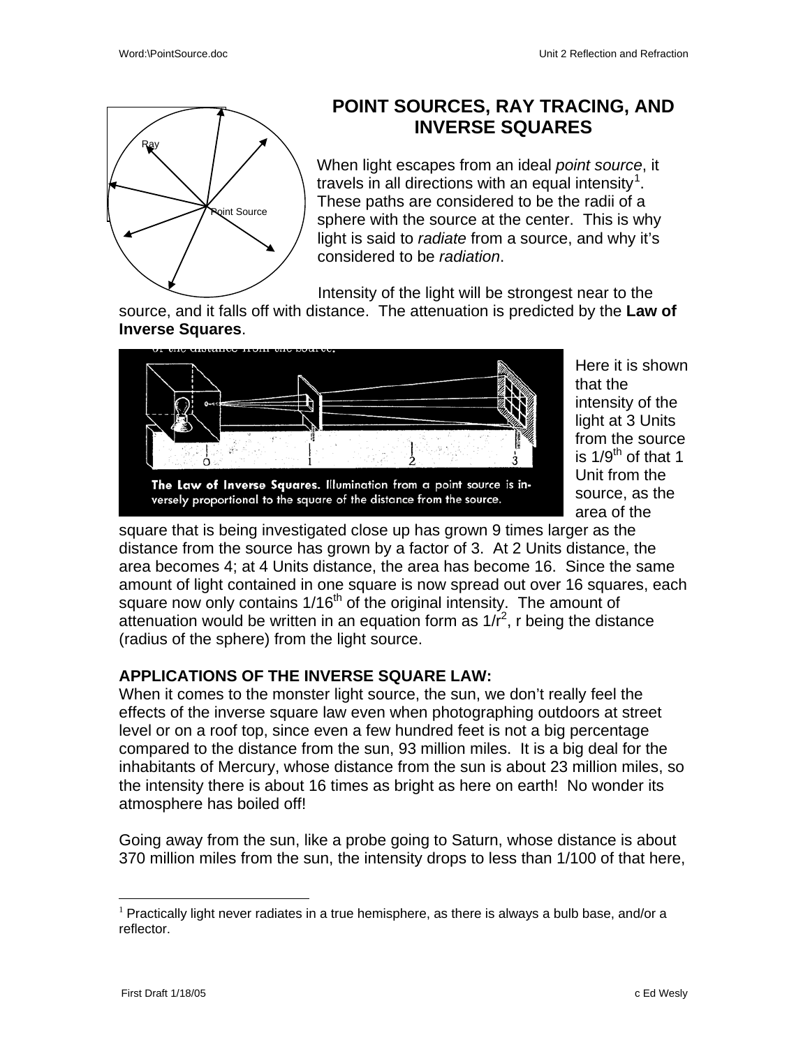# POINT SOURCES, RAY TRACING, AND INVERSE SQUARES

When light escapes from an ideal *point source*, it travels in all directions with an equal intensity[1]. These paths are considered to be the radii of a sphere with the source at the center. This is why light is said to *radiate* from a source, and why it's considered to be *radiation*.

Intensity of the light will be strongest near to the source, and it falls off with distance. The attenuation is predicted by the **Law of Inverse Squares**.

**The Law of Inverse Squares.** Illumination from a point source is inversely proportional to the square of the distance from the source.

Here it is shown that the intensity of the light at 3 Units from the source is 1/9th of that 1 Unit from the source, as the area of the square that is being investigated close up has grown 9 times larger as the distance from the source has grown by a factor of 3. At 2 Units distance, the area becomes 4; at 4 Units distance, the area has become 16. Since the same amount of light contained in one square is now spread out over 16 squares, each square now only contains 1/16th of the original intensity. The amount of attenuation would be written in an equation form as $1/r^2$, r being the distance (radius of the sphere) from the light source.

**APPLICATIONS OF THE INVERSE SQUARE LAW:**

When it comes to the monster light source, the sun, we don't really feel the effects of the inverse square law even when photographing outdoors at street level or on a roof top, since even a few hundred feet is not a big percentage compared to the distance from the sun, 93 million miles. It is a big deal for the inhabitants of Mercury, whose distance from the sun is about 23 million miles, so the intensity there is about 16 times as bright as here on earth! No wonder its atmosphere has boiled off!

Going away from the sun, like a probe going to Saturn, whose distance is about 370 million miles from the sun, the intensity drops to less than 1/100 of that here,

[1] Practically light never radiates in a true hemisphere, as there is always a bulb base, and/or a reflector.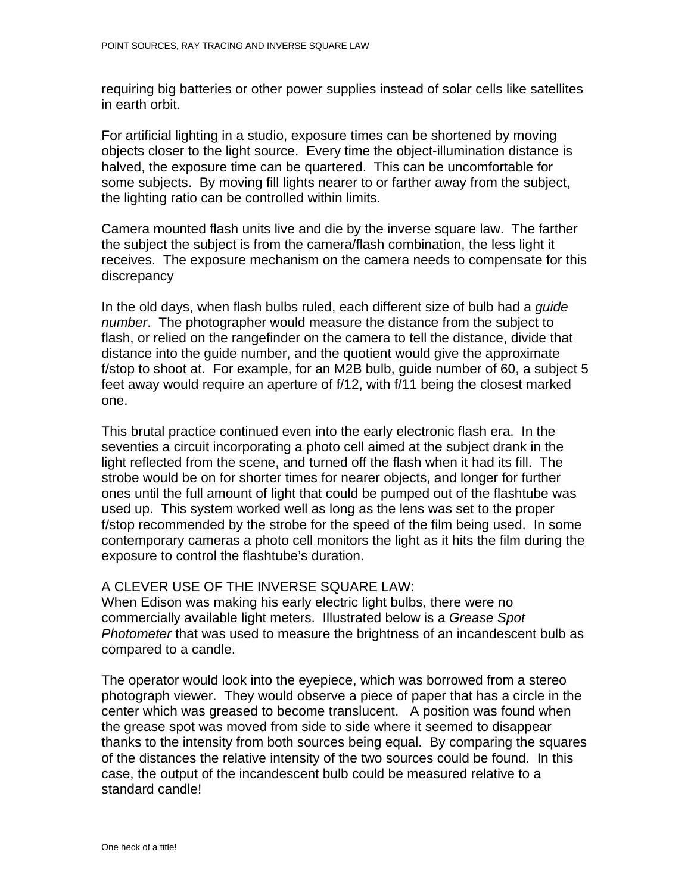requiring big batteries or other power supplies instead of solar cells like satellites in earth orbit.

For artificial lighting in a studio, exposure times can be shortened by moving objects closer to the light source. Every time the object-illumination distance is halved, the exposure time can be quartered. This can be uncomfortable for some subjects. By moving fill lights nearer to or farther away from the subject, the lighting ratio can be controlled within limits.

Camera mounted flash units live and die by the inverse square law. The farther the subject the subject is from the camera/flash combination, the less light it receives. The exposure mechanism on the camera needs to compensate for this discrepancy

In the old days, when flash bulbs ruled, each different size of bulb had a *guide number*. The photographer would measure the distance from the subject to flash, or relied on the rangefinder on the camera to tell the distance, divide that distance into the guide number, and the quotient would give the approximate f/stop to shoot at. For example, for an M2B bulb, guide number of 60, a subject 5 feet away would require an aperture of f/12, with f/11 being the closest marked one.

This brutal practice continued even into the early electronic flash era. In the seventies a circuit incorporating a photo cell aimed at the subject drank in the light reflected from the scene, and turned off the flash when it had its fill. The strobe would be on for shorter times for nearer objects, and longer for further ones until the full amount of light that could be pumped out of the flashtube was used up. This system worked well as long as the lens was set to the proper f/stop recommended by the strobe for the speed of the film being used. In some contemporary cameras a photo cell monitors the light as it hits the film during the exposure to control the flashtube's duration.

A CLEVER USE OF THE INVERSE SQUARE LAW:
When Edison was making his early electric light bulbs, there were no commercially available light meters. Illustrated below is a *Grease Spot Photometer* that was used to measure the brightness of an incandescent bulb as compared to a candle.

The operator would look into the eyepiece, which was borrowed from a stereo photograph viewer. They would observe a piece of paper that has a circle in the center which was greased to become translucent. A position was found when the grease spot was moved from side to side where it seemed to disappear thanks to the intensity from both sources being equal. By comparing the squares of the distances the relative intensity of the two sources could be found. In this case, the output of the incandescent bulb could be measured relative to a standard candle!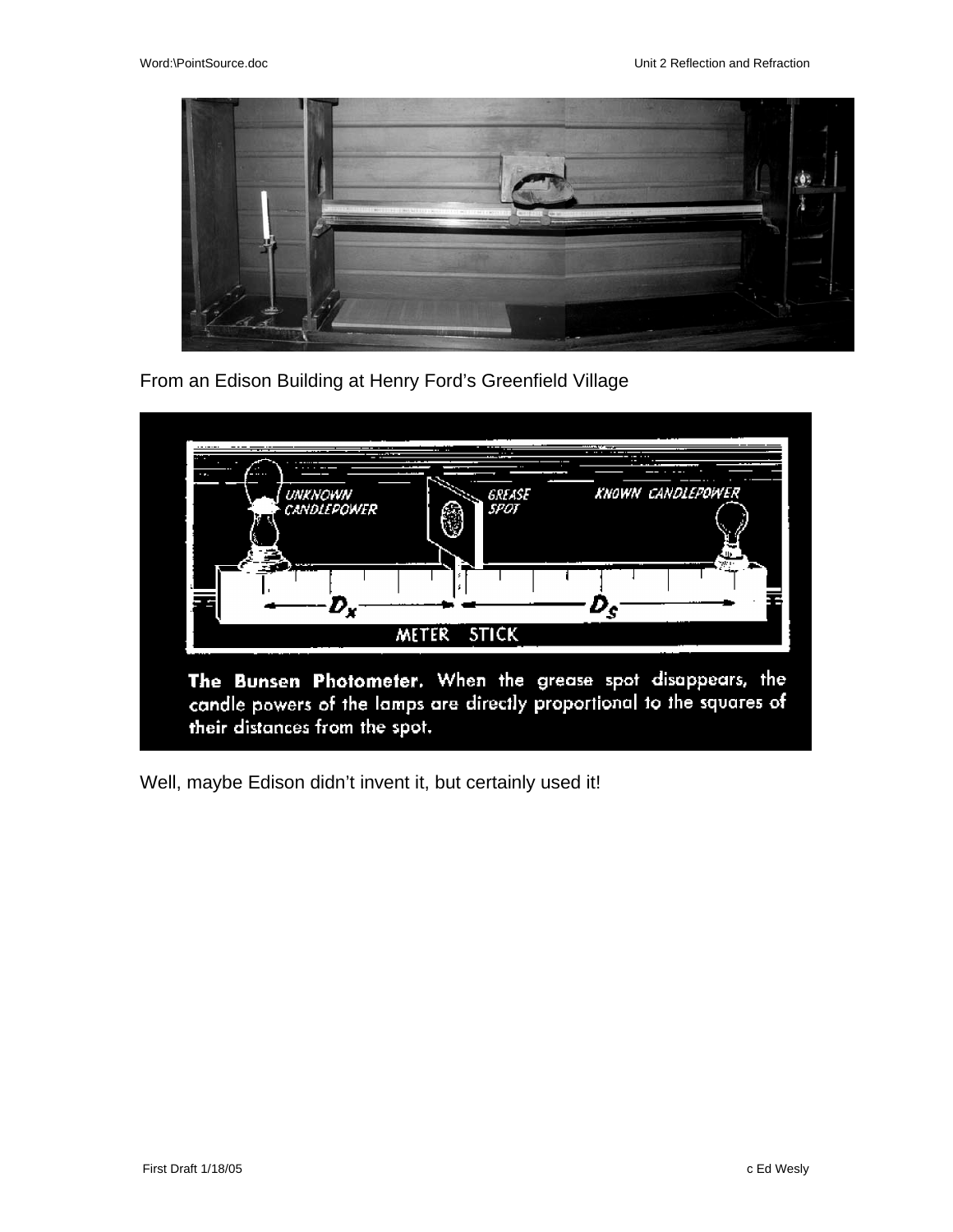From an Edison Building at Henry Ford's Greenfield Village

UNKNOWN CANDLEPOWER

GREASE SPOT

KNOWN CANDLEPOWER

$D_x$

$D_s$

METER STICK

**The Bunsen Photometer.** When the grease spot disappears, the candle powers of the lamps are directly proportional to the squares of their distances from the spot.

Well, maybe Edison didn't invent it, but certainly used it!